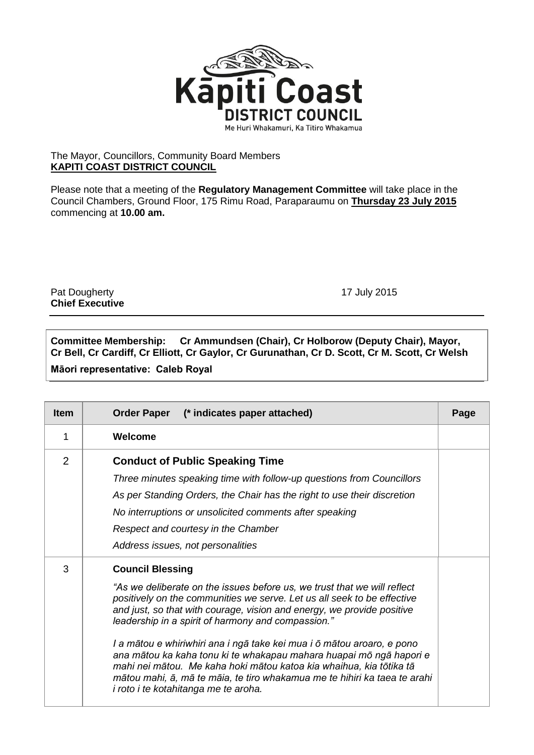The Mayor, Councillors, Community Board Members
**KAPITI COAST DISTRICT COUNCIL**

Please note that a meeting of the **Regulatory Management Committee** will take place in the Council Chambers, Ground Floor, 175 Rimu Road, Paraparaumu on **Thursday 23 July 2015** commencing at **10.00 am.**

Pat Dougherty
**Chief Executive**

17 July 2015

**Committee Membership:** **Cr Ammundsen (Chair), Cr Holborow (Deputy Chair), Mayor, Cr Bell, Cr Cardiff, Cr Elliott, Cr Gaylor, Cr Gurunathan, Cr D. Scott, Cr M. Scott, Cr Welsh**

**Māori representative: Caleb Royal**

| Item | Order Paper (* indicates paper attached) | Page |
|---|---|---|
| 1 | **Welcome** | |
| 2 | **Conduct of Public Speaking Time**<br>*Three minutes speaking time with follow-up questions from Councillors*<br>*As per Standing Orders, the Chair has the right to use their discretion*<br>*No interruptions or unsolicited comments after speaking*<br>*Respect and courtesy in the Chamber*<br>*Address issues, not personalities* | |
| 3 | **Council Blessing**<br>*"As we deliberate on the issues before us, we trust that we will reflect positively on the communities we serve. Let us all seek to be effective and just, so that with courage, vision and energy, we provide positive leadership in a spirit of harmony and compassion."*<br>*I a mātou e whiriwhiri ana i ngā take kei mua i ō mātou aroaro, e pono ana mātou ka kaha tonu ki te whakapau mahara huapai mō ngā hapori e mahi nei mātou. Me kaha hoki mātou katoa kia whaihua, kia tōtika tā mātou mahi, ā, mā te māia, te tiro whakamua me te hihiri ka taea te arahi i roto i te kotahitanga me te aroha.* | |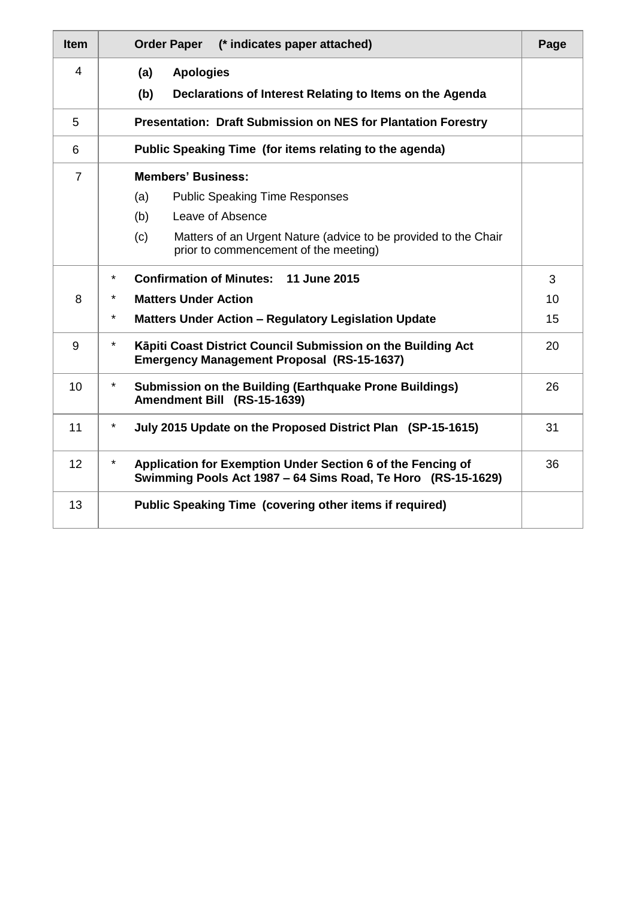| Item | | Order Paper (* indicates paper attached) | Page |
|---|---|---|---|
| 4 | | **(a) Apologies**<br>**(b) Declarations of Interest Relating to Items on the Agenda** | |
| 5 | | **Presentation: Draft Submission on NES for Plantation Forestry** | |
| 6 | | **Public Speaking Time (for items relating to the agenda)** | |
| 7 | | **Members' Business:**<br>(a) Public Speaking Time Responses<br>(b) Leave of Absence<br>(c) Matters of an Urgent Nature (advice to be provided to the Chair prior to commencement of the meeting) | |
| 8 | *<br>*<br>* | **Confirmation of Minutes: 11 June 2015**<br>**Matters Under Action**<br>**Matters Under Action – Regulatory Legislation Update** | 3<br>10<br>15 |
| 9 | * | **Kāpiti Coast District Council Submission on the Building Act Emergency Management Proposal (RS-15-1637)** | 20 |
| 10 | * | **Submission on the Building (Earthquake Prone Buildings) Amendment Bill (RS-15-1639)** | 26 |
| 11 | * | **July 2015 Update on the Proposed District Plan (SP-15-1615)** | 31 |
| 12 | * | **Application for Exemption Under Section 6 of the Fencing of Swimming Pools Act 1987 – 64 Sims Road, Te Horo (RS-15-1629)** | 36 |
| 13 | | **Public Speaking Time (covering other items if required)** | |